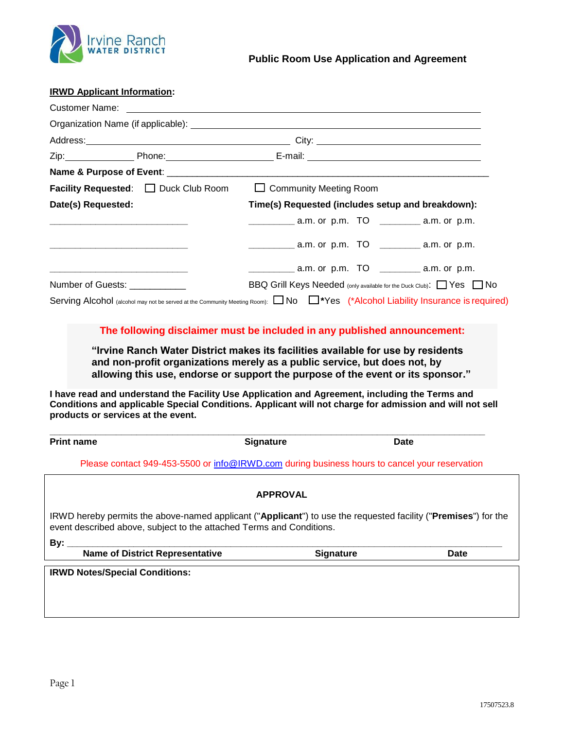Irvine Ranch WATER DISTRICT

## Public Room Use Application and Agreement

**IRWD Applicant Information:**

Customer Name: ____________________________________________

Organization Name (if applicable): ____________________________________________

Address: ______________________________ City: ______________________

Zip: __________ Phone: ______________ E-mail: ______________________

**Name & Purpose of Event**: ____________________________________________

**Facility Requested**: ☐ Duck Club Room ☐ Community Meeting Room

| **Date(s) Requested:** | **Time(s) Requested (includes setup and breakdown):** |
|---|---|
| ______________________ | _______ a.m. or p.m. TO _______ a.m. or p.m. |
| ______________________ | _______ a.m. or p.m. TO _______ a.m. or p.m. |
| ______________________ | _______ a.m. or p.m. TO _______ a.m. or p.m. |

Number of Guests: __________ BBQ Grill Keys Needed (only available for the Duck Club): ☐ Yes ☐ No

Serving Alcohol (alcohol may not be served at the Community Meeting Room): ☐ No ☐ *Yes (*Alcohol Liability Insurance is required)

**The following disclaimer must be included in any published announcement:**

**"Irvine Ranch Water District makes its facilities available for use by residents and non-profit organizations merely as a public service, but does not, by allowing this use, endorse or support the purpose of the event or its sponsor."**

**I have read and understand the Facility Use Application and Agreement, including the Terms and Conditions and applicable Special Conditions. Applicant will not charge for admission and will not sell products or services at the event.**

______________________________________________________________________

**Print name** **Signature** **Date**

Please contact 949-453-5500 or info@IRWD.com during business hours to cancel your reservation

### APPROVAL

IRWD hereby permits the above-named applicant ("**Applicant**") to use the requested facility ("**Premises**") for the event described above, subject to the attached Terms and Conditions.

**By:** ______________________________________________________________

**Name of District Representative** **Signature** **Date**

**IRWD Notes/Special Conditions:**

17507523.8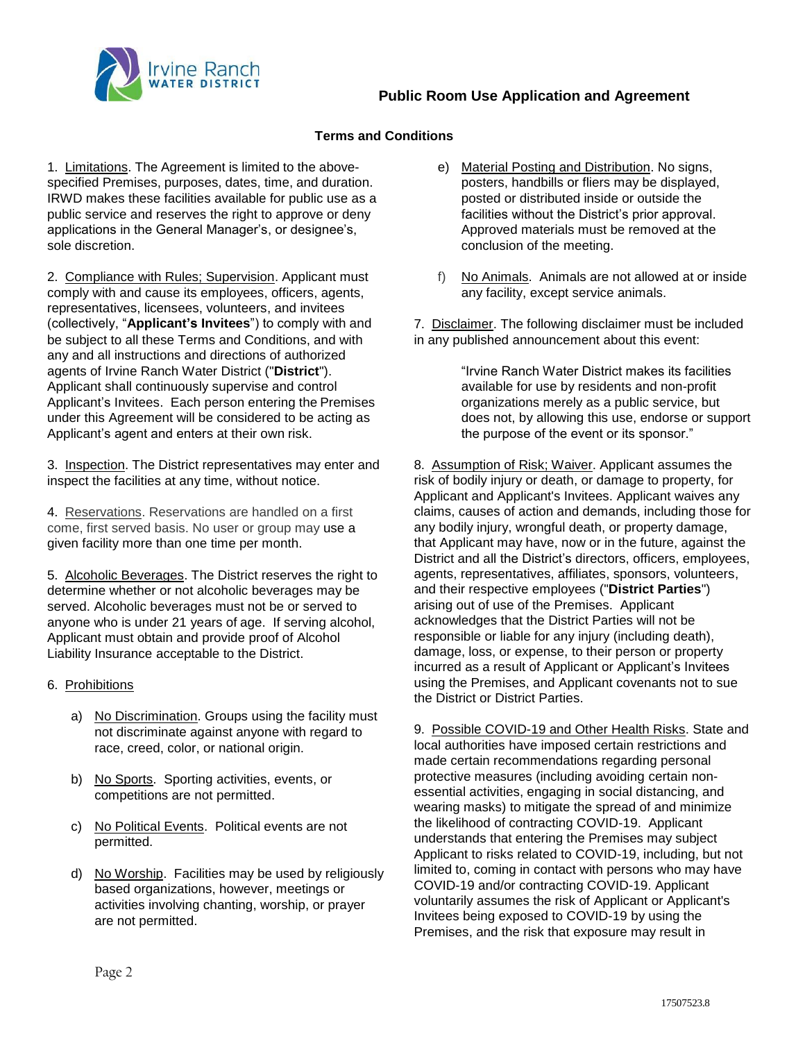## Public Room Use Application and Agreement

### Terms and Conditions

1. Limitations. The Agreement is limited to the above-specified Premises, purposes, dates, time, and duration. IRWD makes these facilities available for public use as a public service and reserves the right to approve or deny applications in the General Manager's, or designee's, sole discretion.

2. Compliance with Rules; Supervision. Applicant must comply with and cause its employees, officers, agents, representatives, licensees, volunteers, and invitees (collectively, "**Applicant's Invitees**") to comply with and be subject to all these Terms and Conditions, and with any and all instructions and directions of authorized agents of Irvine Ranch Water District ("**District**"). Applicant shall continuously supervise and control Applicant's Invitees. Each person entering the Premises under this Agreement will be considered to be acting as Applicant's agent and enters at their own risk.

3. Inspection. The District representatives may enter and inspect the facilities at any time, without notice.

4. Reservations. Reservations are handled on a first come, first served basis. No user or group may use a given facility more than one time per month.

5. Alcoholic Beverages. The District reserves the right to determine whether or not alcoholic beverages may be served. Alcoholic beverages must not be or served to anyone who is under 21 years of age. If serving alcohol, Applicant must obtain and provide proof of Alcohol Liability Insurance acceptable to the District.

6. Prohibitions

a) No Discrimination. Groups using the facility must not discriminate against anyone with regard to race, creed, color, or national origin.

b) No Sports. Sporting activities, events, or competitions are not permitted.

c) No Political Events. Political events are not permitted.

d) No Worship. Facilities may be used by religiously based organizations, however, meetings or activities involving chanting, worship, or prayer are not permitted.

e) Material Posting and Distribution. No signs, posters, handbills or fliers may be displayed, posted or distributed inside or outside the facilities without the District's prior approval. Approved materials must be removed at the conclusion of the meeting.

f) No Animals. Animals are not allowed at or inside any facility, except service animals.

7. Disclaimer. The following disclaimer must be included in any published announcement about this event:

> "Irvine Ranch Water District makes its facilities available for use by residents and non-profit organizations merely as a public service, but does not, by allowing this use, endorse or support the purpose of the event or its sponsor."

8. Assumption of Risk; Waiver. Applicant assumes the risk of bodily injury or death, or damage to property, for Applicant and Applicant's Invitees. Applicant waives any claims, causes of action and demands, including those for any bodily injury, wrongful death, or property damage, that Applicant may have, now or in the future, against the District and all the District's directors, officers, employees, agents, representatives, affiliates, sponsors, volunteers, and their respective employees ("**District Parties**") arising out of use of the Premises. Applicant acknowledges that the District Parties will not be responsible or liable for any injury (including death), damage, loss, or expense, to their person or property incurred as a result of Applicant or Applicant's Invitees using the Premises, and Applicant covenants not to sue the District or District Parties.

9. Possible COVID-19 and Other Health Risks. State and local authorities have imposed certain restrictions and made certain recommendations regarding personal protective measures (including avoiding certain non-essential activities, engaging in social distancing, and wearing masks) to mitigate the spread of and minimize the likelihood of contracting COVID-19. Applicant understands that entering the Premises may subject Applicant to risks related to COVID-19, including, but not limited to, coming in contact with persons who may have COVID-19 and/or contracting COVID-19. Applicant voluntarily assumes the risk of Applicant or Applicant's Invitees being exposed to COVID-19 by using the Premises, and the risk that exposure may result in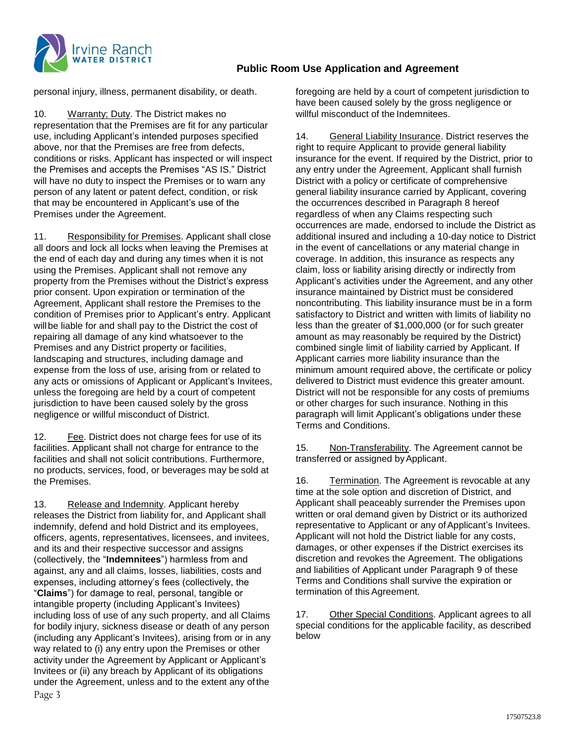personal injury, illness, permanent disability, or death.

10. Warranty; Duty. The District makes no representation that the Premises are fit for any particular use, including Applicant's intended purposes specified above, nor that the Premises are free from defects, conditions or risks. Applicant has inspected or will inspect the Premises and accepts the Premises "AS IS." District will have no duty to inspect the Premises or to warn any person of any latent or patent defect, condition, or risk that may be encountered in Applicant's use of the Premises under the Agreement.

11. Responsibility for Premises. Applicant shall close all doors and lock all locks when leaving the Premises at the end of each day and during any times when it is not using the Premises. Applicant shall not remove any property from the Premises without the District's express prior consent. Upon expiration or termination of the Agreement, Applicant shall restore the Premises to the condition of Premises prior to Applicant's entry. Applicant will be liable for and shall pay to the District the cost of repairing all damage of any kind whatsoever to the Premises and any District property or facilities, landscaping and structures, including damage and expense from the loss of use, arising from or related to any acts or omissions of Applicant or Applicant's Invitees, unless the foregoing are held by a court of competent jurisdiction to have been caused solely by the gross negligence or willful misconduct of District.

12. Fee. District does not charge fees for use of its facilities. Applicant shall not charge for entrance to the facilities and shall not solicit contributions. Furthermore, no products, services, food, or beverages may be sold at the Premises.

13. Release and Indemnity. Applicant hereby releases the District from liability for, and Applicant shall indemnify, defend and hold District and its employees, officers, agents, representatives, licensees, and invitees, and its and their respective successor and assigns (collectively, the "**Indemnitees**") harmless from and against, any and all claims, losses, liabilities, costs and expenses, including attorney's fees (collectively, the "**Claims**") for damage to real, personal, tangible or intangible property (including Applicant's Invitees) including loss of use of any such property, and all Claims for bodily injury, sickness disease or death of any person (including any Applicant's Invitees), arising from or in any way related to (i) any entry upon the Premises or other activity under the Agreement by Applicant or Applicant's Invitees or (ii) any breach by Applicant of its obligations under the Agreement, unless and to the extent any of the foregoing are held by a court of competent jurisdiction to have been caused solely by the gross negligence or willful misconduct of the Indemnitees.

14. General Liability Insurance. District reserves the right to require Applicant to provide general liability insurance for the event. If required by the District, prior to any entry under the Agreement, Applicant shall furnish District with a policy or certificate of comprehensive general liability insurance carried by Applicant, covering the occurrences described in Paragraph 8 hereof regardless of when any Claims respecting such occurrences are made, endorsed to include the District as additional insured and including a 10-day notice to District in the event of cancellations or any material change in coverage. In addition, this insurance as respects any claim, loss or liability arising directly or indirectly from Applicant's activities under the Agreement, and any other insurance maintained by District must be considered noncontributing. This liability insurance must be in a form satisfactory to District and written with limits of liability no less than the greater of $1,000,000 (or for such greater amount as may reasonably be required by the District) combined single limit of liability carried by Applicant. If Applicant carries more liability insurance than the minimum amount required above, the certificate or policy delivered to District must evidence this greater amount. District will not be responsible for any costs of premiums or other charges for such insurance. Nothing in this paragraph will limit Applicant's obligations under these Terms and Conditions.

15. Non-Transferability. The Agreement cannot be transferred or assigned by Applicant.

16. Termination. The Agreement is revocable at any time at the sole option and discretion of District, and Applicant shall peaceably surrender the Premises upon written or oral demand given by District or its authorized representative to Applicant or any of Applicant's Invitees. Applicant will not hold the District liable for any costs, damages, or other expenses if the District exercises its discretion and revokes the Agreement. The obligations and liabilities of Applicant under Paragraph 9 of these Terms and Conditions shall survive the expiration or termination of this Agreement.

17. Other Special Conditions. Applicant agrees to all special conditions for the applicable facility, as described below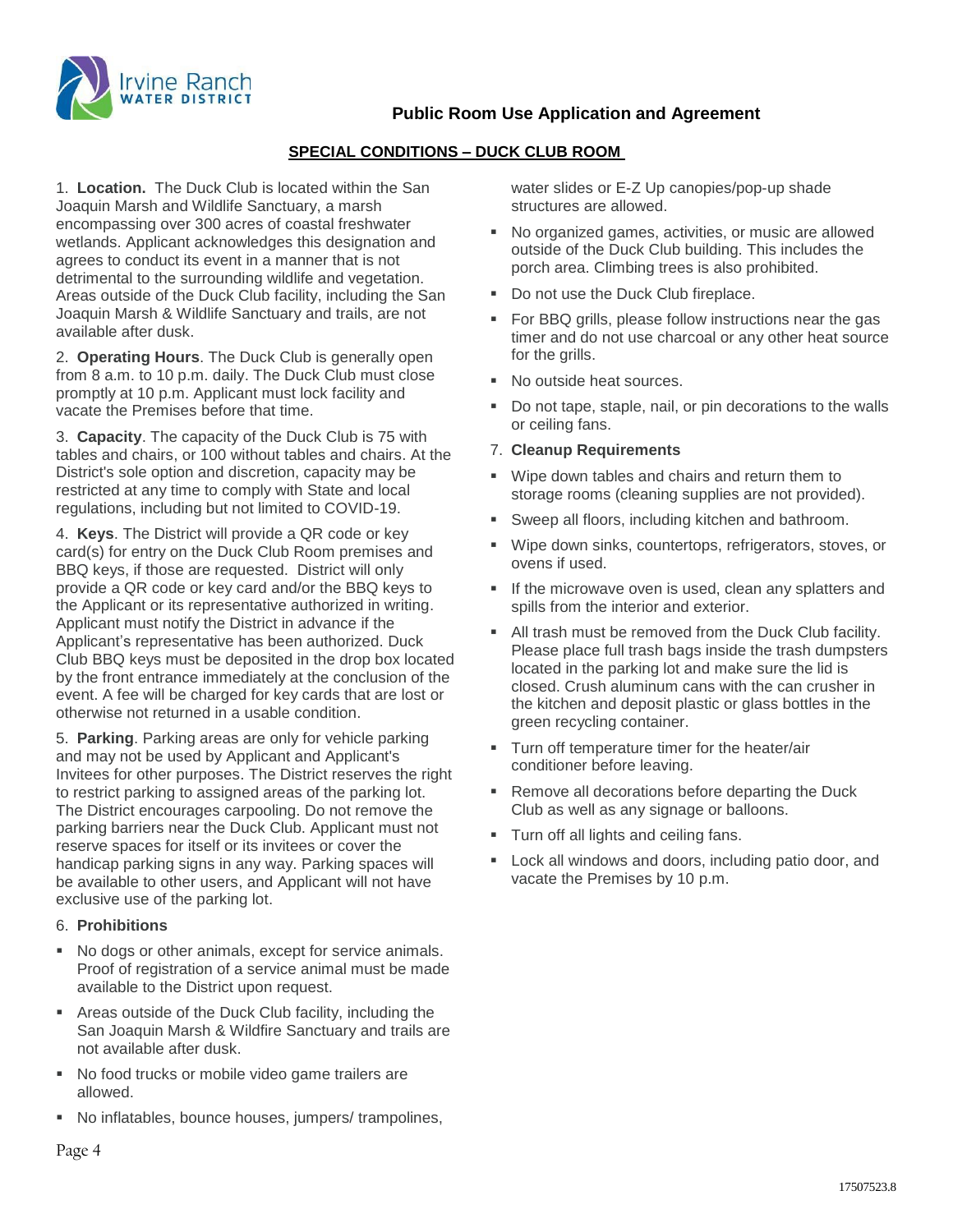Irvine Ranch WATER DISTRICT

# Public Room Use Application and Agreement

## SPECIAL CONDITIONS – DUCK CLUB ROOM

1. **Location.** The Duck Club is located within the San Joaquin Marsh and Wildlife Sanctuary, a marsh encompassing over 300 acres of coastal freshwater wetlands. Applicant acknowledges this designation and agrees to conduct its event in a manner that is not detrimental to the surrounding wildlife and vegetation. Areas outside of the Duck Club facility, including the San Joaquin Marsh & Wildlife Sanctuary and trails, are not available after dusk.

2. **Operating Hours**. The Duck Club is generally open from 8 a.m. to 10 p.m. daily. The Duck Club must close promptly at 10 p.m. Applicant must lock facility and vacate the Premises before that time.

3. **Capacity**. The capacity of the Duck Club is 75 with tables and chairs, or 100 without tables and chairs. At the District's sole option and discretion, capacity may be restricted at any time to comply with State and local regulations, including but not limited to COVID-19.

4. **Keys**. The District will provide a QR code or key card(s) for entry on the Duck Club Room premises and BBQ keys, if those are requested. District will only provide a QR code or key card and/or the BBQ keys to the Applicant or its representative authorized in writing. Applicant must notify the District in advance if the Applicant's representative has been authorized. Duck Club BBQ keys must be deposited in the drop box located by the front entrance immediately at the conclusion of the event. A fee will be charged for key cards that are lost or otherwise not returned in a usable condition.

5. **Parking**. Parking areas are only for vehicle parking and may not be used by Applicant and Applicant's Invitees for other purposes. The District reserves the right to restrict parking to assigned areas of the parking lot. The District encourages carpooling. Do not remove the parking barriers near the Duck Club. Applicant must not reserve spaces for itself or its invitees or cover the handicap parking signs in any way. Parking spaces will be available to other users, and Applicant will not have exclusive use of the parking lot.

6. **Prohibitions**

- No dogs or other animals, except for service animals. Proof of registration of a service animal must be made available to the District upon request.
- Areas outside of the Duck Club facility, including the San Joaquin Marsh & Wildfire Sanctuary and trails are not available after dusk.
- No food trucks or mobile video game trailers are allowed.
- No inflatables, bounce houses, jumpers/ trampolines, water slides or E-Z Up canopies/pop-up shade structures are allowed.
- No organized games, activities, or music are allowed outside of the Duck Club building. This includes the porch area. Climbing trees is also prohibited.
- Do not use the Duck Club fireplace.
- For BBQ grills, please follow instructions near the gas timer and do not use charcoal or any other heat source for the grills.
- No outside heat sources.
- Do not tape, staple, nail, or pin decorations to the walls or ceiling fans.

7. **Cleanup Requirements**

- Wipe down tables and chairs and return them to storage rooms (cleaning supplies are not provided).
- Sweep all floors, including kitchen and bathroom.
- Wipe down sinks, countertops, refrigerators, stoves, or ovens if used.
- If the microwave oven is used, clean any splatters and spills from the interior and exterior.
- All trash must be removed from the Duck Club facility. Please place full trash bags inside the trash dumpsters located in the parking lot and make sure the lid is closed. Crush aluminum cans with the can crusher in the kitchen and deposit plastic or glass bottles in the green recycling container.
- Turn off temperature timer for the heater/air conditioner before leaving.
- Remove all decorations before departing the Duck Club as well as any signage or balloons.
- Turn off all lights and ceiling fans.
- Lock all windows and doors, including patio door, and vacate the Premises by 10 p.m.

17507523.8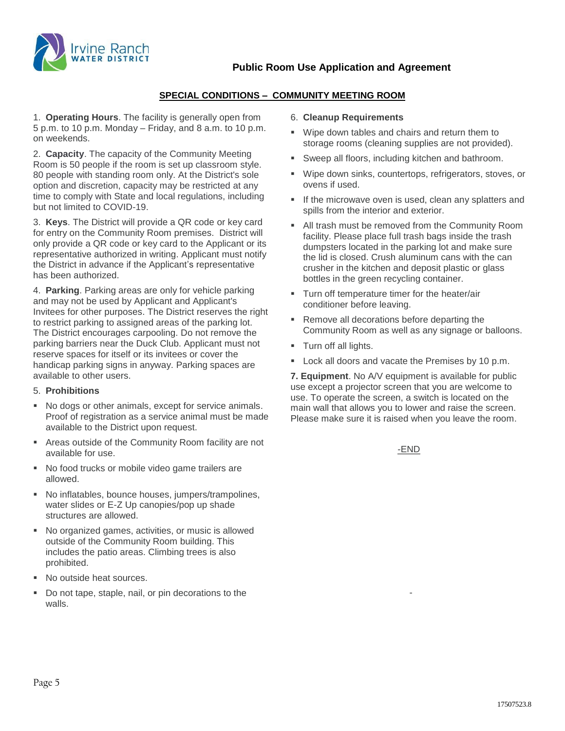## Public Room Use Application and Agreement

### SPECIAL CONDITIONS – COMMUNITY MEETING ROOM

1. **Operating Hours**. The facility is generally open from 5 p.m. to 10 p.m. Monday – Friday, and 8 a.m. to 10 p.m. on weekends.

2. **Capacity**. The capacity of the Community Meeting Room is 50 people if the room is set up classroom style. 80 people with standing room only. At the District's sole option and discretion, capacity may be restricted at any time to comply with State and local regulations, including but not limited to COVID-19.

3. **Keys**. The District will provide a QR code or key card for entry on the Community Room premises. District will only provide a QR code or key card to the Applicant or its representative authorized in writing. Applicant must notify the District in advance if the Applicant's representative has been authorized.

4. **Parking**. Parking areas are only for vehicle parking and may not be used by Applicant and Applicant's Invitees for other purposes. The District reserves the right to restrict parking to assigned areas of the parking lot. The District encourages carpooling. Do not remove the parking barriers near the Duck Club. Applicant must not reserve spaces for itself or its invitees or cover the handicap parking signs in anyway. Parking spaces are available to other users.

5. **Prohibitions**

- No dogs or other animals, except for service animals. Proof of registration as a service animal must be made available to the District upon request.
- Areas outside of the Community Room facility are not available for use.
- No food trucks or mobile video game trailers are allowed.
- No inflatables, bounce houses, jumpers/trampolines, water slides or E-Z Up canopies/pop up shade structures are allowed.
- No organized games, activities, or music is allowed outside of the Community Room building. This includes the patio areas. Climbing trees is also prohibited.
- No outside heat sources.
- Do not tape, staple, nail, or pin decorations to the walls.

6. **Cleanup Requirements**

- Wipe down tables and chairs and return them to storage rooms (cleaning supplies are not provided).
- Sweep all floors, including kitchen and bathroom.
- Wipe down sinks, countertops, refrigerators, stoves, or ovens if used.
- If the microwave oven is used, clean any splatters and spills from the interior and exterior.
- All trash must be removed from the Community Room facility. Please place full trash bags inside the trash dumpsters located in the parking lot and make sure the lid is closed. Crush aluminum cans with the can crusher in the kitchen and deposit plastic or glass bottles in the green recycling container.
- Turn off temperature timer for the heater/air conditioner before leaving.
- Remove all decorations before departing the Community Room as well as any signage or balloons.
- Turn off all lights.
- Lock all doors and vacate the Premises by 10 p.m.

**7. Equipment**. No A/V equipment is available for public use except a projector screen that you are welcome to use. To operate the screen, a switch is located on the main wall that allows you to lower and raise the screen. Please make sure it is raised when you leave the room.

-END

17507523.8